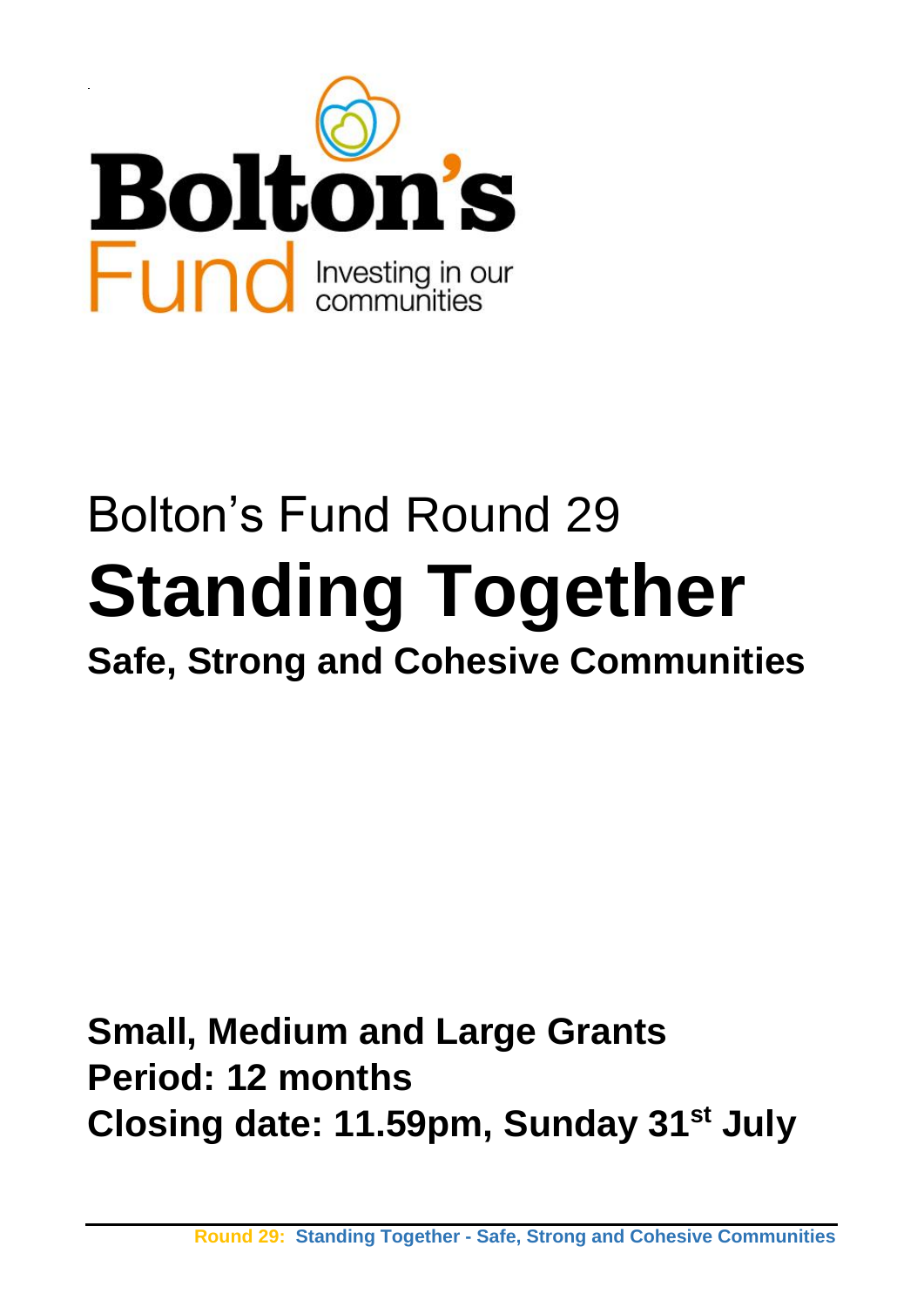Bolton's Fund

Investing in our communities

# Bolton's Fund Round 29

# Standing Together

## Safe, Strong and Cohesive Communities

**Small, Medium and Large Grants**
**Period: 12 months**
**Closing date: 11.59pm, Sunday 31st July**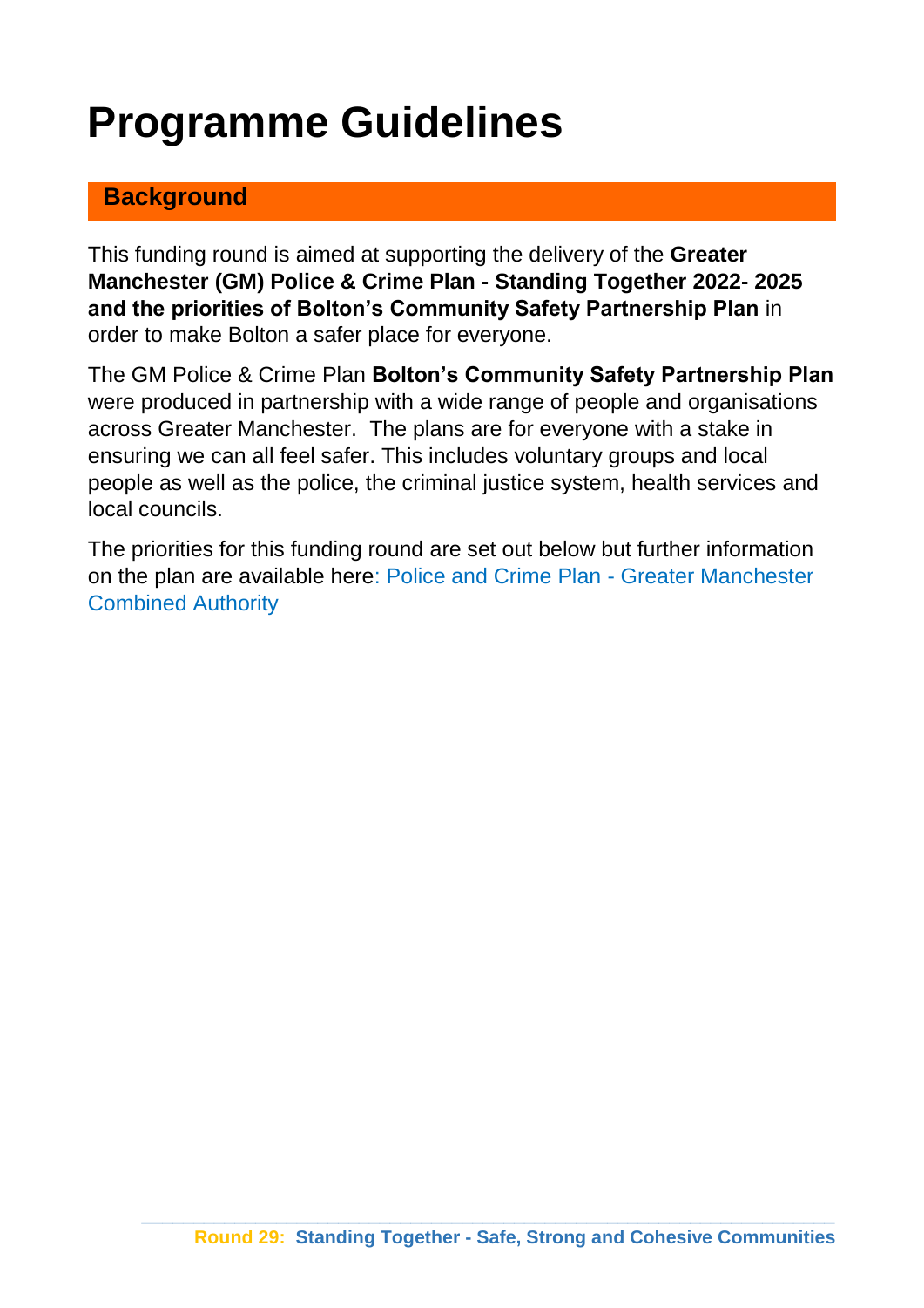# Programme Guidelines

## Background

This funding round is aimed at supporting the delivery of the **Greater Manchester (GM) Police & Crime Plan - Standing Together 2022- 2025 and the priorities of Bolton's Community Safety Partnership Plan** in order to make Bolton a safer place for everyone.

The GM Police & Crime Plan **Bolton's Community Safety Partnership Plan** were produced in partnership with a wide range of people and organisations across Greater Manchester. The plans are for everyone with a stake in ensuring we can all feel safer. This includes voluntary groups and local people as well as the police, the criminal justice system, health services and local councils.

The priorities for this funding round are set out below but further information on the plan are available here: Police and Crime Plan - Greater Manchester Combined Authority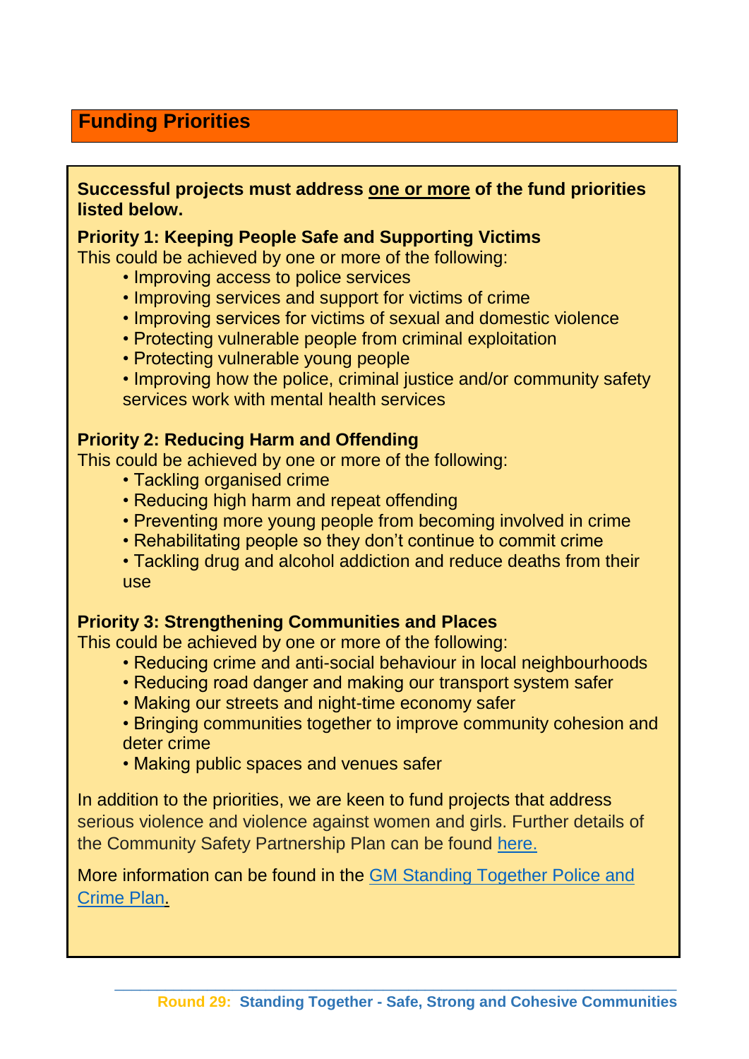## Funding Priorities

**Successful projects must address one or more of the fund priorities listed below.**

**Priority 1: Keeping People Safe and Supporting Victims**
This could be achieved by one or more of the following:

- Improving access to police services
- Improving services and support for victims of crime
- Improving services for victims of sexual and domestic violence
- Protecting vulnerable people from criminal exploitation
- Protecting vulnerable young people
- Improving how the police, criminal justice and/or community safety services work with mental health services

**Priority 2: Reducing Harm and Offending**
This could be achieved by one or more of the following:

- Tackling organised crime
- Reducing high harm and repeat offending
- Preventing more young people from becoming involved in crime
- Rehabilitating people so they don't continue to commit crime
- Tackling drug and alcohol addiction and reduce deaths from their use

**Priority 3: Strengthening Communities and Places**
This could be achieved by one or more of the following:

- Reducing crime and anti-social behaviour in local neighbourhoods
- Reducing road danger and making our transport system safer
- Making our streets and night-time economy safer
- Bringing communities together to improve community cohesion and deter crime
- Making public spaces and venues safer

In addition to the priorities, we are keen to fund projects that address serious violence and violence against women and girls. Further details of the Community Safety Partnership Plan can be found here.

More information can be found in the GM Standing Together Police and Crime Plan.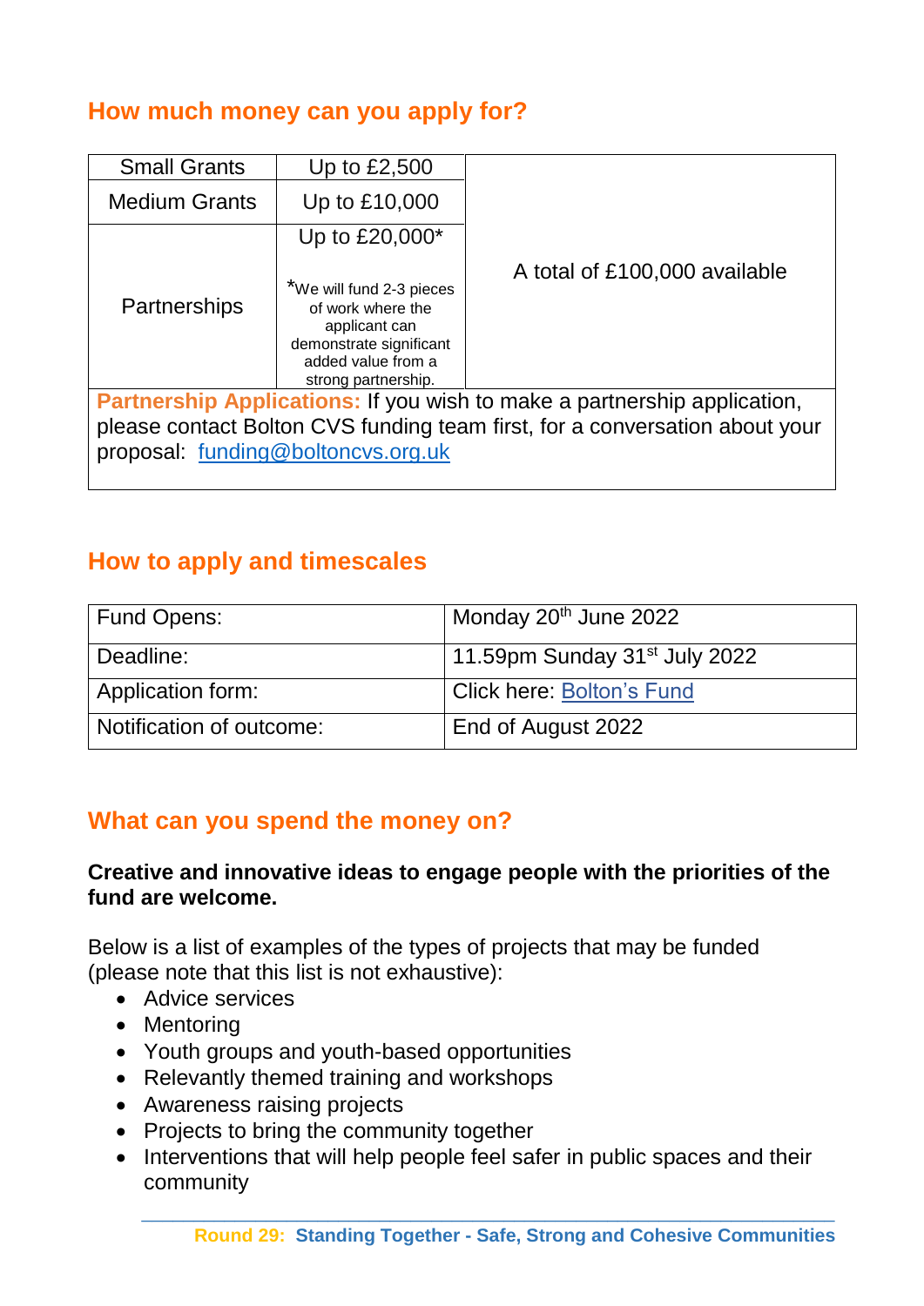## How much money can you apply for?

| | | |
|---|---|---|
| Small Grants | Up to £2,500 | A total of £100,000 available |
| Medium Grants | Up to £10,000 | |
| Partnerships | Up to £20,000*<br><br>*We will fund 2-3 pieces of work where the applicant can demonstrate significant added value from a strong partnership. | |
| **Partnership Applications:** If you wish to make a partnership application, please contact Bolton CVS funding team first, for a conversation about your proposal: funding@boltoncvs.org.uk | | |

## How to apply and timescales

| | |
|---|---|
| Fund Opens: | Monday 20th June 2022 |
| Deadline: | 11.59pm Sunday 31st July 2022 |
| Application form: | Click here: Bolton's Fund |
| Notification of outcome: | End of August 2022 |

## What can you spend the money on?

**Creative and innovative ideas to engage people with the priorities of the fund are welcome.**

Below is a list of examples of the types of projects that may be funded (please note that this list is not exhaustive):

- Advice services
- Mentoring
- Youth groups and youth-based opportunities
- Relevantly themed training and workshops
- Awareness raising projects
- Projects to bring the community together
- Interventions that will help people feel safer in public spaces and their community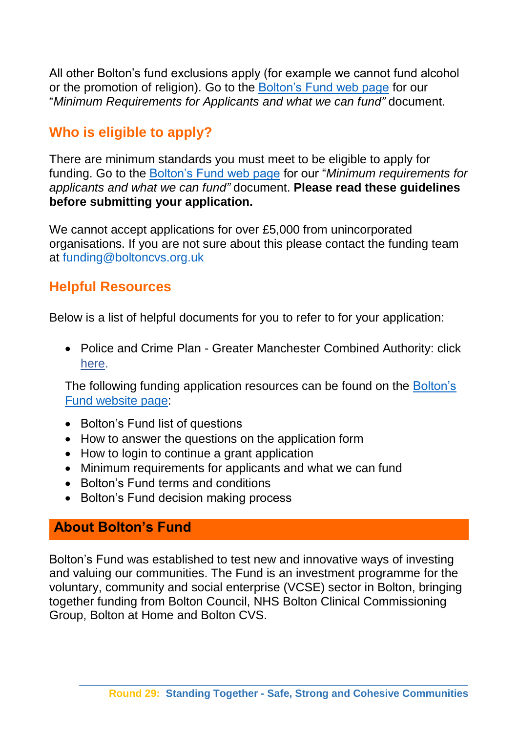All other Bolton's fund exclusions apply (for example we cannot fund alcohol or the promotion of religion). Go to the Bolton's Fund web page for our "*Minimum Requirements for Applicants and what we can fund"* document.

## Who is eligible to apply?

There are minimum standards you must meet to be eligible to apply for funding. Go to the Bolton's Fund web page for our "*Minimum requirements for applicants and what we can fund"* document. **Please read these guidelines before submitting your application.**

We cannot accept applications for over £5,000 from unincorporated organisations. If you are not sure about this please contact the funding team at funding@boltoncvs.org.uk

## Helpful Resources

Below is a list of helpful documents for you to refer to for your application:

- Police and Crime Plan - Greater Manchester Combined Authority: click here.

The following funding application resources can be found on the Bolton's Fund website page:

- Bolton's Fund list of questions
- How to answer the questions on the application form
- How to login to continue a grant application
- Minimum requirements for applicants and what we can fund
- Bolton's Fund terms and conditions
- Bolton's Fund decision making process

## About Bolton's Fund

Bolton's Fund was established to test new and innovative ways of investing and valuing our communities. The Fund is an investment programme for the voluntary, community and social enterprise (VCSE) sector in Bolton, bringing together funding from Bolton Council, NHS Bolton Clinical Commissioning Group, Bolton at Home and Bolton CVS.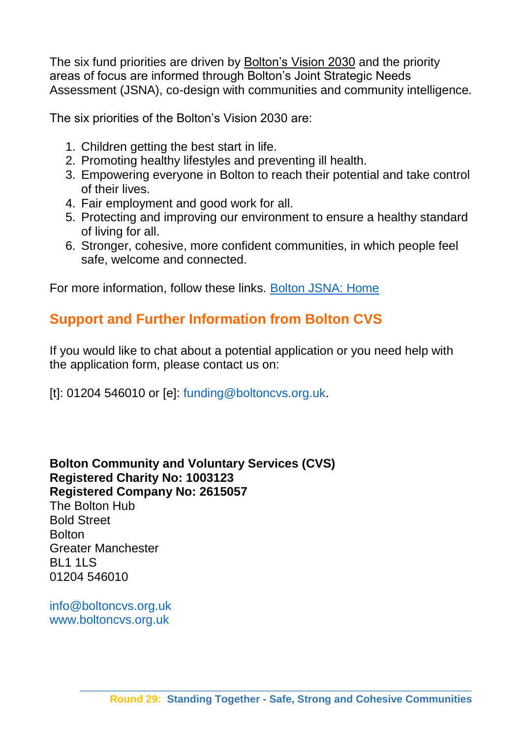The six fund priorities are driven by Bolton's Vision 2030 and the priority areas of focus are informed through Bolton's Joint Strategic Needs Assessment (JSNA), co-design with communities and community intelligence.

The six priorities of the Bolton's Vision 2030 are:

1. Children getting the best start in life.
2. Promoting healthy lifestyles and preventing ill health.
3. Empowering everyone in Bolton to reach their potential and take control of their lives.
4. Fair employment and good work for all.
5. Protecting and improving our environment to ensure a healthy standard of living for all.
6. Stronger, cohesive, more confident communities, in which people feel safe, welcome and connected.

For more information, follow these links. Bolton JSNA: Home

## Support and Further Information from Bolton CVS

If you would like to chat about a potential application or you need help with the application form, please contact us on:

[t]: 01204 546010 or [e]: funding@boltoncvs.org.uk.

**Bolton Community and Voluntary Services (CVS)**
**Registered Charity No: 1003123**
**Registered Company No: 2615057**
The Bolton Hub
Bold Street
Bolton
Greater Manchester
BL1 1LS
01204 546010

info@boltoncvs.org.uk
www.boltoncvs.org.uk